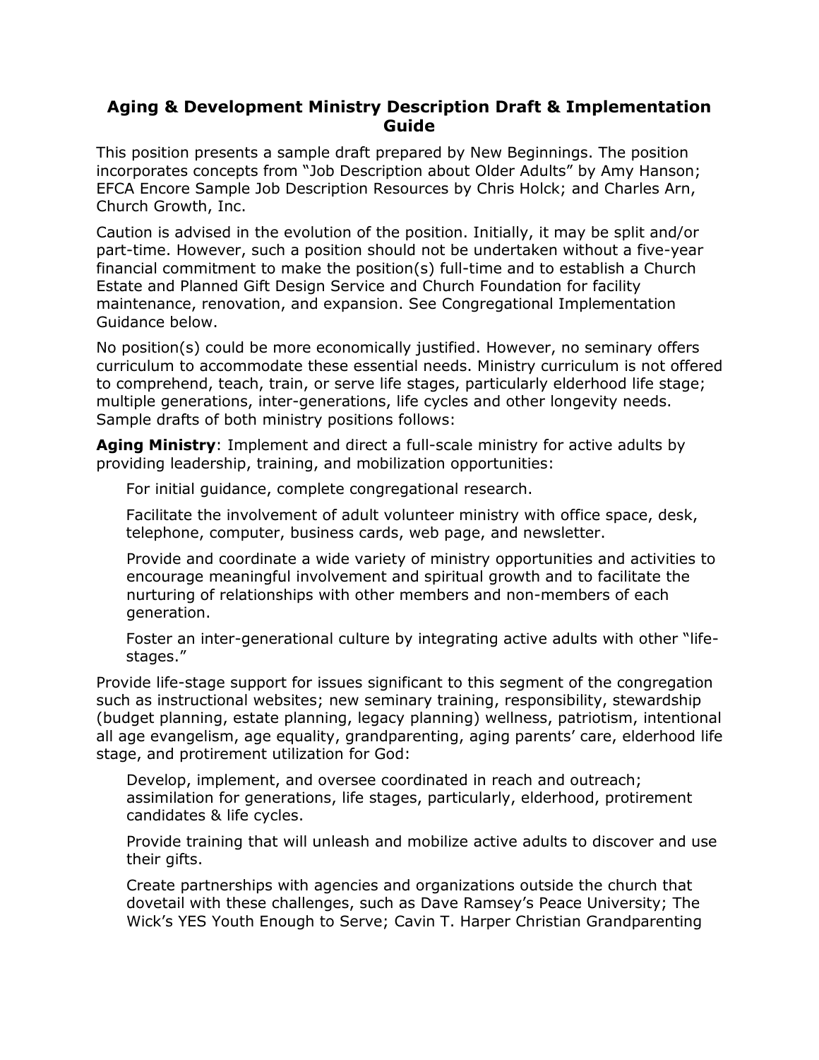# Aging & Development Ministry Description Draft & Implementation Guide

This position presents a sample draft prepared by New Beginnings. The position incorporates concepts from “Job Description about Older Adults” by Amy Hanson; EFCA Encore Sample Job Description Resources by Chris Holck; and Charles Arn, Church Growth, Inc.

Caution is advised in the evolution of the position. Initially, it may be split and/or part-time. However, such a position should not be undertaken without a five-year financial commitment to make the position(s) full-time and to establish a Church Estate and Planned Gift Design Service and Church Foundation for facility maintenance, renovation, and expansion. See Congregational Implementation Guidance below.

No position(s) could be more economically justified. However, no seminary offers curriculum to accommodate these essential needs. Ministry curriculum is not offered to comprehend, teach, train, or serve life stages, particularly elderhood life stage; multiple generations, inter-generations, life cycles and other longevity needs. Sample drafts of both ministry positions follows:

**Aging Ministry**: Implement and direct a full-scale ministry for active adults by providing leadership, training, and mobilization opportunities:

> For initial guidance, complete congregational research.
>
> Facilitate the involvement of adult volunteer ministry with office space, desk, telephone, computer, business cards, web page, and newsletter.
>
> Provide and coordinate a wide variety of ministry opportunities and activities to encourage meaningful involvement and spiritual growth and to facilitate the nurturing of relationships with other members and non-members of each generation.
>
> Foster an inter-generational culture by integrating active adults with other “life-stages.”

Provide life-stage support for issues significant to this segment of the congregation such as instructional websites; new seminary training, responsibility, stewardship (budget planning, estate planning, legacy planning) wellness, patriotism, intentional all age evangelism, age equality, grandparenting, aging parents’ care, elderhood life stage, and protirement utilization for God:

> Develop, implement, and oversee coordinated in reach and outreach; assimilation for generations, life stages, particularly, elderhood, protirement candidates & life cycles.
>
> Provide training that will unleash and mobilize active adults to discover and use their gifts.
>
> Create partnerships with agencies and organizations outside the church that dovetail with these challenges, such as Dave Ramsey’s Peace University; The Wick’s YES Youth Enough to Serve; Cavin T. Harper Christian Grandparenting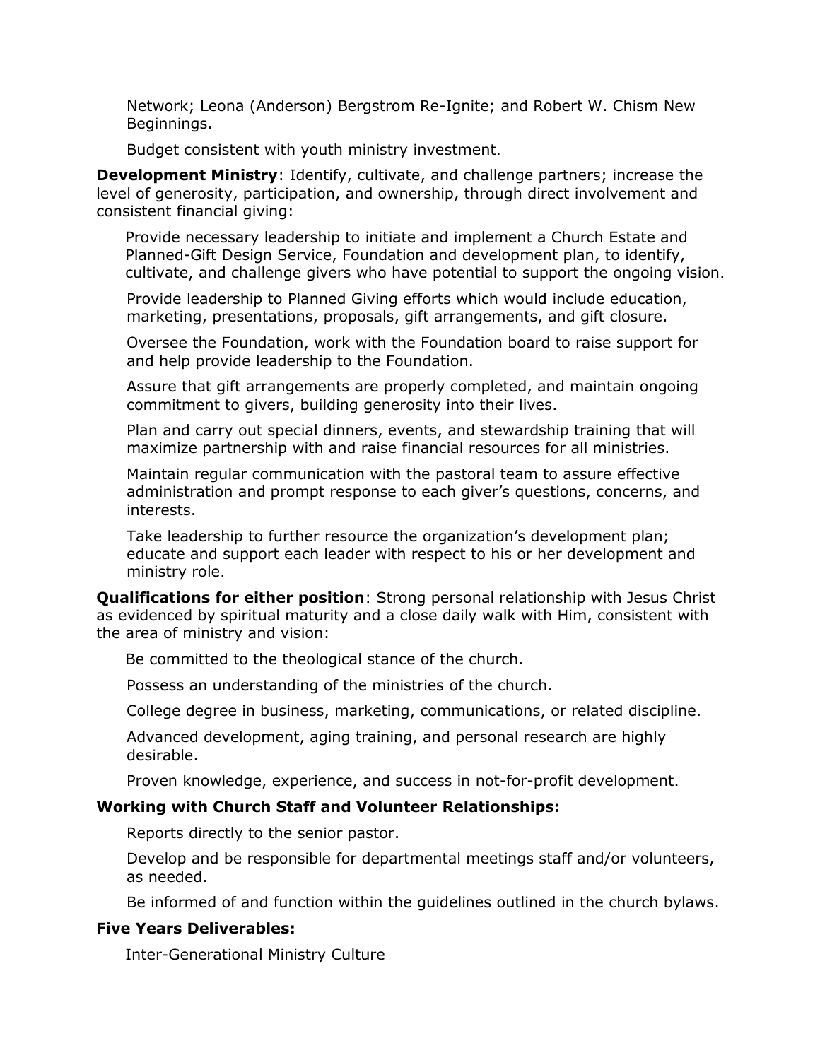Network; Leona (Anderson) Bergstrom Re-Ignite; and Robert W. Chism New Beginnings.

Budget consistent with youth ministry investment.

**Development Ministry**: Identify, cultivate, and challenge partners; increase the level of generosity, participation, and ownership, through direct involvement and consistent financial giving:

Provide necessary leadership to initiate and implement a Church Estate and Planned-Gift Design Service, Foundation and development plan, to identify, cultivate, and challenge givers who have potential to support the ongoing vision.

Provide leadership to Planned Giving efforts which would include education, marketing, presentations, proposals, gift arrangements, and gift closure.

Oversee the Foundation, work with the Foundation board to raise support for and help provide leadership to the Foundation.

Assure that gift arrangements are properly completed, and maintain ongoing commitment to givers, building generosity into their lives.

Plan and carry out special dinners, events, and stewardship training that will maximize partnership with and raise financial resources for all ministries.

Maintain regular communication with the pastoral team to assure effective administration and prompt response to each giver's questions, concerns, and interests.

Take leadership to further resource the organization's development plan; educate and support each leader with respect to his or her development and ministry role.

**Qualifications for either position**: Strong personal relationship with Jesus Christ as evidenced by spiritual maturity and a close daily walk with Him, consistent with the area of ministry and vision:

Be committed to the theological stance of the church.

Possess an understanding of the ministries of the church.

College degree in business, marketing, communications, or related discipline.

Advanced development, aging training, and personal research are highly desirable.

Proven knowledge, experience, and success in not-for-profit development.

**Working with Church Staff and Volunteer Relationships:**

Reports directly to the senior pastor.

Develop and be responsible for departmental meetings staff and/or volunteers, as needed.

Be informed of and function within the guidelines outlined in the church bylaws.

**Five Years Deliverables:**

Inter-Generational Ministry Culture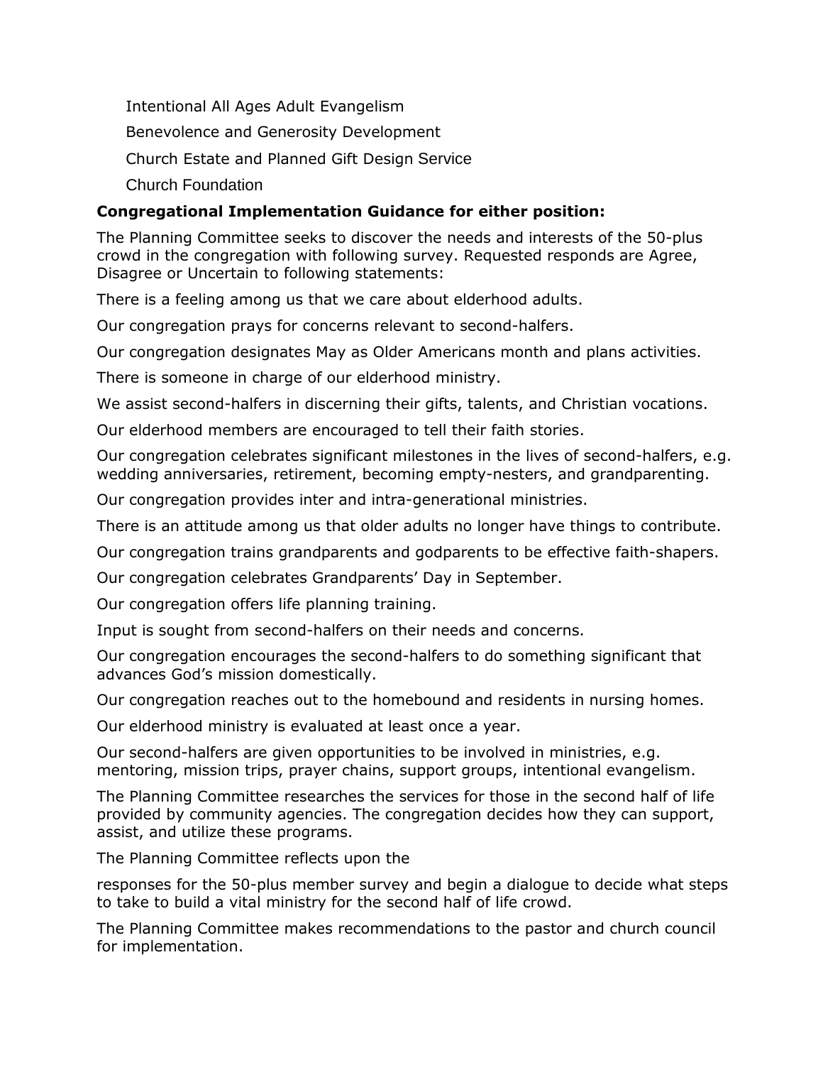Intentional All Ages Adult Evangelism

Benevolence and Generosity Development

Church Estate and Planned Gift Design Service

Church Foundation

**Congregational Implementation Guidance for either position:**

The Planning Committee seeks to discover the needs and interests of the 50-plus crowd in the congregation with following survey. Requested responds are Agree, Disagree or Uncertain to following statements:

There is a feeling among us that we care about elderhood adults.

Our congregation prays for concerns relevant to second-halfers.

Our congregation designates May as Older Americans month and plans activities.

There is someone in charge of our elderhood ministry.

We assist second-halfers in discerning their gifts, talents, and Christian vocations.

Our elderhood members are encouraged to tell their faith stories.

Our congregation celebrates significant milestones in the lives of second-halfers, e.g. wedding anniversaries, retirement, becoming empty-nesters, and grandparenting.

Our congregation provides inter and intra-generational ministries.

There is an attitude among us that older adults no longer have things to contribute.

Our congregation trains grandparents and godparents to be effective faith-shapers.

Our congregation celebrates Grandparents' Day in September.

Our congregation offers life planning training.

Input is sought from second-halfers on their needs and concerns.

Our congregation encourages the second-halfers to do something significant that advances God's mission domestically.

Our congregation reaches out to the homebound and residents in nursing homes.

Our elderhood ministry is evaluated at least once a year.

Our second-halfers are given opportunities to be involved in ministries, e.g. mentoring, mission trips, prayer chains, support groups, intentional evangelism.

The Planning Committee researches the services for those in the second half of life provided by community agencies. The congregation decides how they can support, assist, and utilize these programs.

The Planning Committee reflects upon the responses for the 50-plus member survey and begin a dialogue to decide what steps to take to build a vital ministry for the second half of life crowd.

The Planning Committee makes recommendations to the pastor and church council for implementation.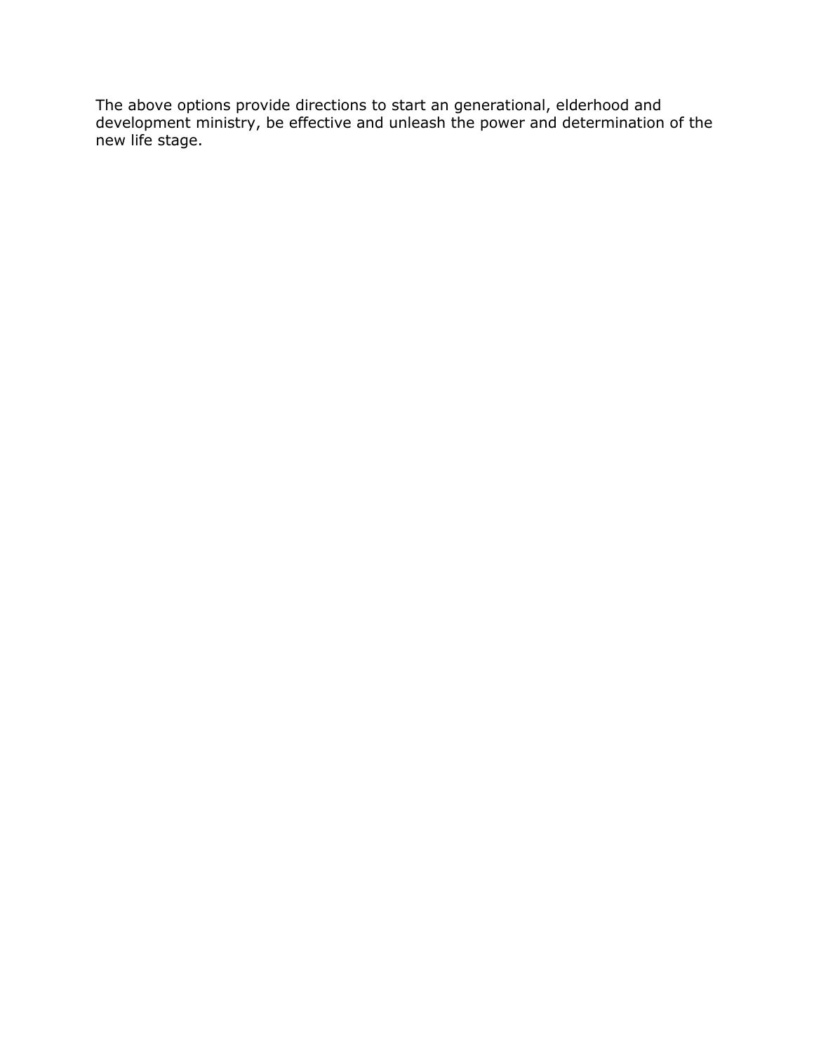The above options provide directions to start an generational, elderhood and development ministry, be effective and unleash the power and determination of the new life stage.